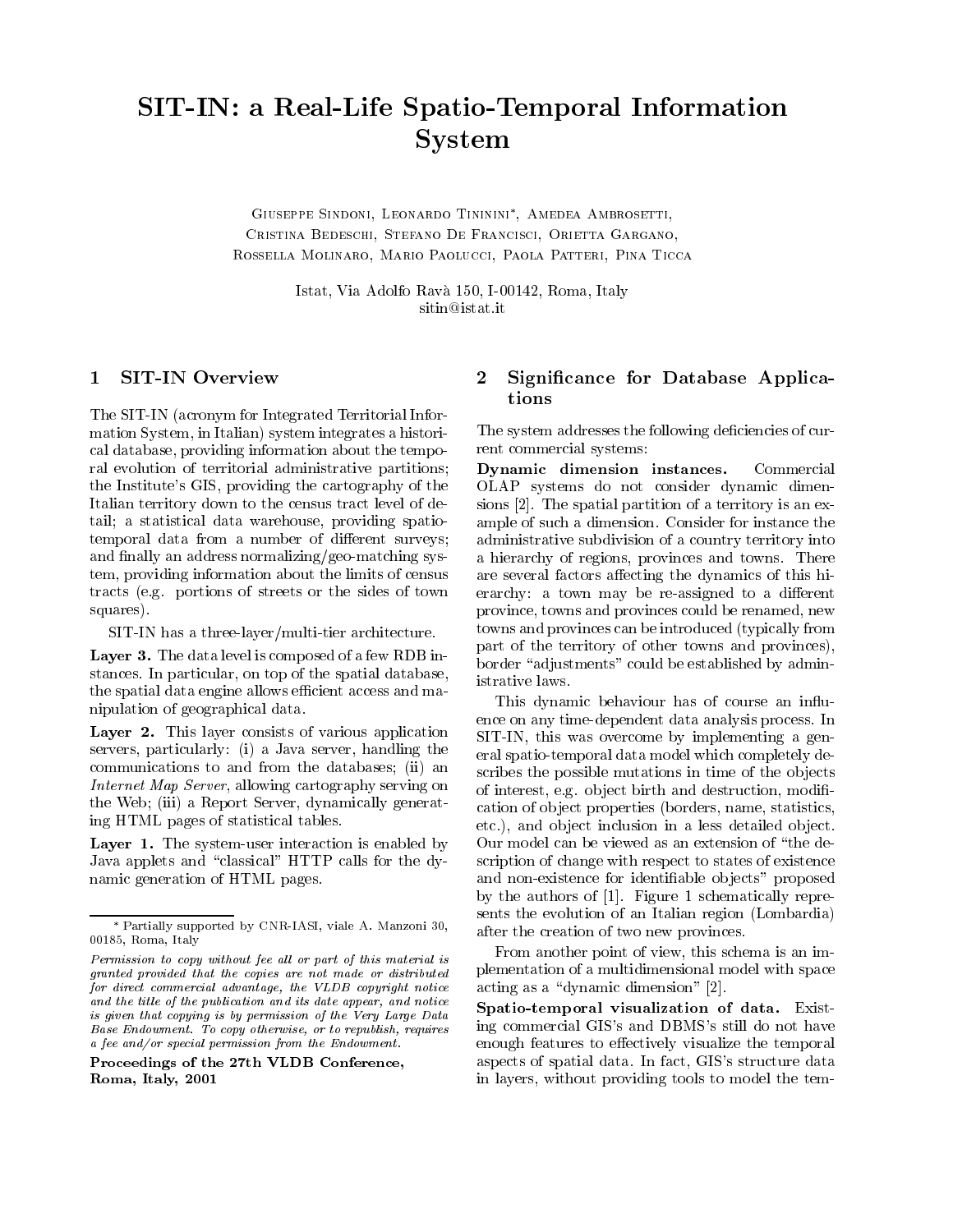# SIT-IN: a Real-Life Spatio-Temporal Information System

Giuseppe Sindoni, Leonardo Tininini*, Amedea Ambrosetti, Cristina Bedeschi, Stefano De Francisci, Orietta Gargano, Rossella Molinaro, Mario Paolucci, Paola Patteri, Pina Ticca

Istat, Via Adolfo Ravà 150, I-00142, Roma, Italy
sitin@istat.it

## 1 SIT-IN Overview

The SIT-IN (acronym for Integrated Territorial Information System, in Italian) system integrates a historical database, providing information about the temporal evolution of territorial administrative partitions; the Institute's GIS, providing the cartography of the Italian territory down to the census tract level of detail; a statistical data warehouse, providing spatio-temporal data from a number of different surveys; and finally an address normalizing/geo-matching system, providing information about the limits of census tracts (e.g. portions of streets or the sides of town squares).

SIT-IN has a three-layer/multi-tier architecture.

**Layer 3.** The data level is composed of a few RDB instances. In particular, on top of the spatial database, the spatial data engine allows efficient access and manipulation of geographical data.

**Layer 2.** This layer consists of various application servers, particularly: (i) a Java server, handling the communications to and from the databases; (ii) an *Internet Map Server*, allowing cartography serving on the Web; (iii) a Report Server, dynamically generating HTML pages of statistical tables.

**Layer 1.** The system-user interaction is enabled by Java applets and "classical" HTTP calls for the dynamic generation of HTML pages.

---

* Partially supported by CNR-IASI, viale A. Manzoni 30, 00185, Roma, Italy

*Permission to copy without fee all or part of this material is granted provided that the copies are not made or distributed for direct commercial advantage, the VLDB copyright notice and the title of the publication and its date appear, and notice is given that copying is by permission of the Very Large Data Base Endowment. To copy otherwise, or to republish, requires a fee and/or special permission from the Endowment.*

**Proceedings of the 27th VLDB Conference, Roma, Italy, 2001**

## 2 Significance for Database Applications

The system addresses the following deficiencies of current commercial systems:

**Dynamic dimension instances.** Commercial OLAP systems do not consider dynamic dimensions [2]. The spatial partition of a territory is an example of such a dimension. Consider for instance the administrative subdivision of a country territory into a hierarchy of regions, provinces and towns. There are several factors affecting the dynamics of this hierarchy: a town may be re-assigned to a different province, towns and provinces could be renamed, new towns and provinces can be introduced (typically from part of the territory of other towns and provinces), border "adjustments" could be established by administrative laws.

This dynamic behaviour has of course an influence on any time-dependent data analysis process. In SIT-IN, this was overcome by implementing a general spatio-temporal data model which completely describes the possible mutations in time of the objects of interest, e.g. object birth and destruction, modification of object properties (borders, name, statistics, etc.), and object inclusion in a less detailed object. Our model can be viewed as an extension of "the description of change with respect to states of existence and non-existence for identifiable objects" proposed by the authors of [1]. Figure 1 schematically represents the evolution of an Italian region (Lombardia) after the creation of two new provinces.

From another point of view, this schema is an implementation of a multidimensional model with space acting as a "dynamic dimension" [2].

**Spatio-temporal visualization of data.** Existing commercial GIS's and DBMS's still do not have enough features to effectively visualize the temporal aspects of spatial data. In fact, GIS's structure data in layers, without providing tools to model the tem-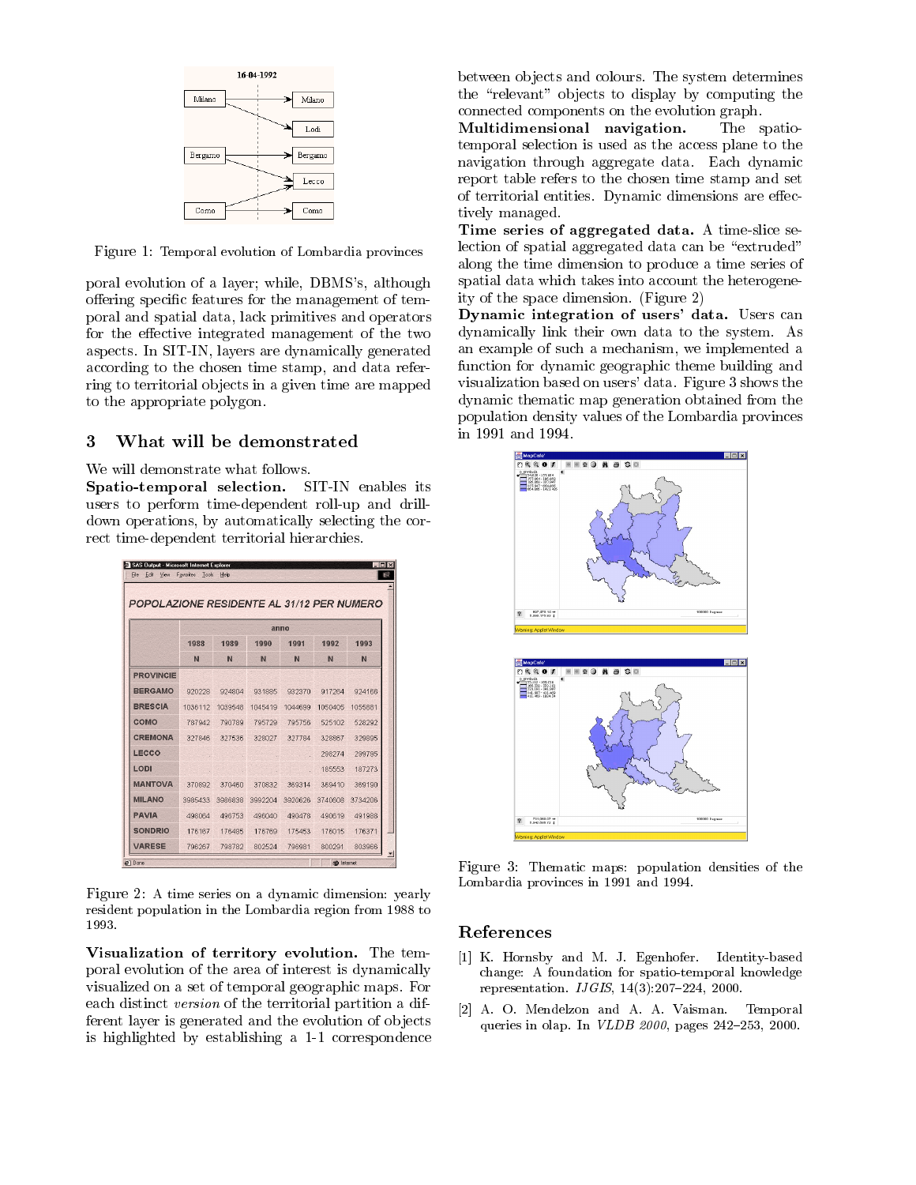16-04-1992

Milano → Milano
Milano → Lodi
Bergamo → Bergamo
Bergamo → Lecco
Como → Lecco
Como → Como

Figure 1: Temporal evolution of Lombardia provinces

poral evolution of a layer; while, DBMS's, although offering specific features for the management of temporal and spatial data, lack primitives and operators for the effective integrated management of the two aspects. In SIT-IN, layers are dynamically generated according to the chosen time stamp, and data referring to territorial objects in a given time are mapped to the appropriate polygon.

## 3 What will be demonstrated

We will demonstrate what follows.

**Spatio-temporal selection.** SIT-IN enables its users to perform time-dependent roll-up and drill-down operations, by automatically selecting the correct time-dependent territorial hierarchies.

POPOLAZIONE RESIDENTE AL 31/12 PER NUMERO

| | anno | | | | | |
|---|---|---|---|---|---|---|
| | 1988 | 1989 | 1990 | 1991 | 1992 | 1993 |
| | N | N | N | N | N | N |
| PROVINCIE | | | | | | |
| BERGAMO | 920228 | 924804 | 931885 | 932370 | 917264 | 924166 |
| BRESCIA | 1036112 | 1039548 | 1045419 | 1044699 | 1050405 | 1055881 |
| COMO | 787942 | 790789 | 795729 | 795756 | 525102 | 528292 |
| CREMONA | 327846 | 327536 | 328027 | 327784 | 328867 | 329895 |
| LECCO | | | | . | 296274 | 299765 |
| LODI | | | | . | 185553 | 187273 |
| MANTOVA | 370892 | 370460 | 370832 | 369314 | 369410 | 369190 |
| MILANO | 3985433 | 3986838 | 3992204 | 3920626 | 3740608 | 3734208 |
| PAVIA | 498064 | 496753 | 496040 | 490478 | 490619 | 491988 |
| SONDRIO | 176167 | 176485 | 176769 | 175453 | 176015 | 176371 |
| VARESE | 796267 | 798782 | 802524 | 796981 | 800291 | 803966 |

Figure 2: A time series on a dynamic dimension: yearly resident population in the Lombardia region from 1988 to 1993.

**Visualization of territory evolution.** The temporal evolution of the area of interest is dynamically visualized on a set of temporal geographic maps. For each distinct *version* of the territorial partition a different layer is generated and the evolution of objects is highlighted by establishing a 1-1 correspondence between objects and colours. The system determines the "relevant" objects to display by computing the connected components on the evolution graph.

**Multidimensional navigation.** The spatio-temporal selection is used as the access plane to the navigation through aggregate data. Each dynamic report table refers to the chosen time stamp and set of territorial entities. Dynamic dimensions are effectively managed.

**Time series of aggregated data.** A time-slice selection of spatial aggregated data can be "extruded" along the time dimension to produce a time series of spatial data which takes into account the heterogeneity of the space dimension. (Figure 2)

**Dynamic integration of users' data.** Users can dynamically link their own data to the system. As an example of such a mechanism, we implemented a function for dynamic geographic theme building and visualization based on users' data. Figure 3 shows the dynamic thematic map generation obtained from the population density values of the Lombardia provinces in 1991 and 1994.

Figure 3: Thematic maps: population densities of the Lombardia provinces in 1991 and 1994.

## References

[1] K. Hornsby and M. J. Egenhofer. Identity-based change: A foundation for spatio-temporal knowledge representation. *IJGIS*, 14(3):207–224, 2000.

[2] A. O. Mendelzon and A. A. Vaisman. Temporal queries in olap. In *VLDB 2000*, pages 242–253, 2000.